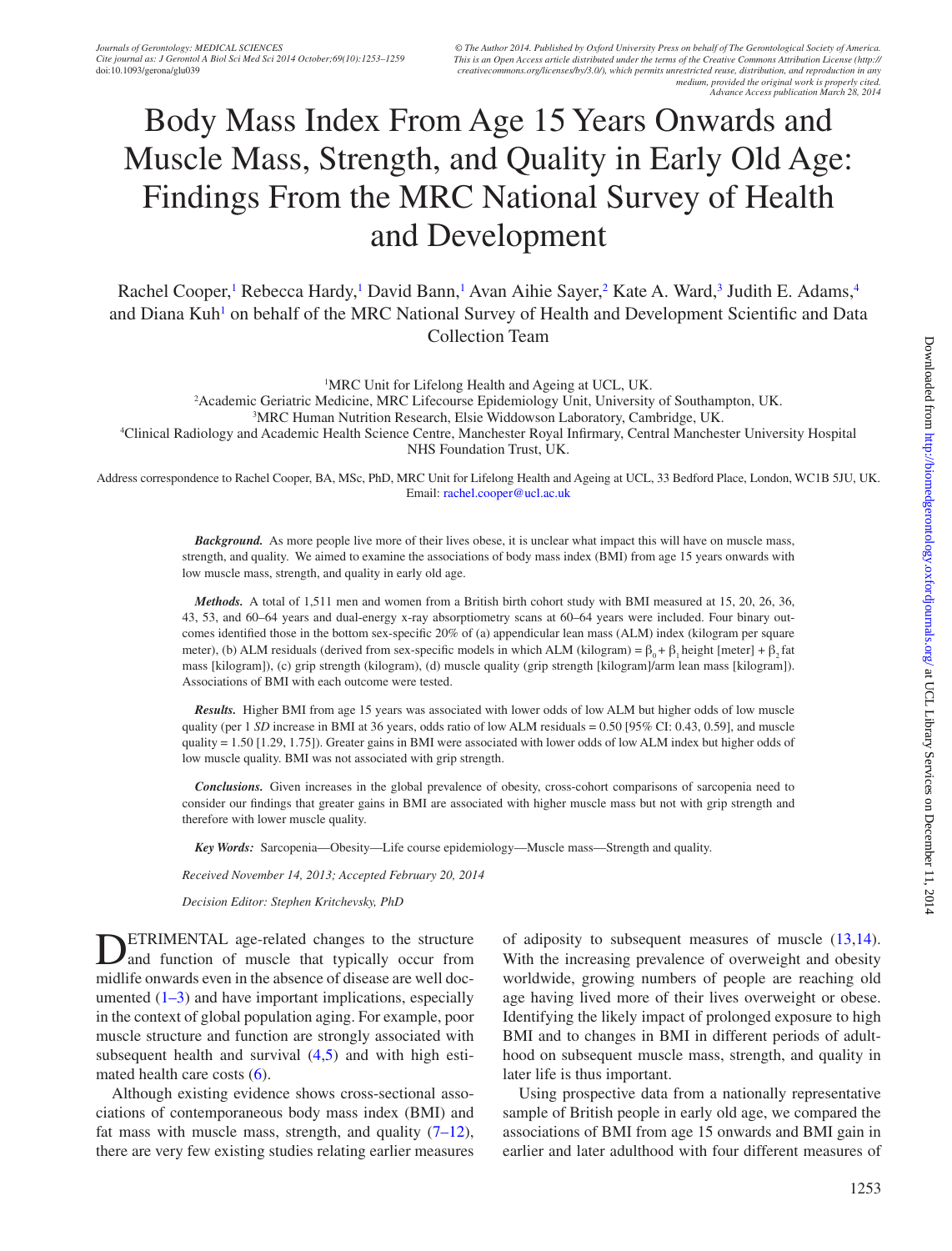# Body Mass Index From Age 15 Years Onwards and Muscle Mass, Strength, and Quality in Early Old Age: Findings From the MRC National Survey of Health and Development

Rachel Cooper,[1] Rebecca Hardy,[1] David Bann,[1] Avan Aihie Sayer,[2] Kate A. Ward,[3] Judith E. Adams,[4] and Diana Kuh[1] on behalf of the MRC National Survey of Health and Development Scientific and Data Collection Team

[1]MRC Unit for Lifelong Health and Ageing at UCL, UK.
[2]Academic Geriatric Medicine, MRC Lifecourse Epidemiology Unit, University of Southampton, UK.
[3]MRC Human Nutrition Research, Elsie Widdowson Laboratory, Cambridge, UK.
[4]Clinical Radiology and Academic Health Science Centre, Manchester Royal Infirmary, Central Manchester University Hospital NHS Foundation Trust, UK.

Address correspondence to Rachel Cooper, BA, MSc, PhD, MRC Unit for Lifelong Health and Ageing at UCL, 33 Bedford Place, London, WC1B 5JU, UK. Email: rachel.cooper@ucl.ac.uk

***Background.*** As more people live more of their lives obese, it is unclear what impact this will have on muscle mass, strength, and quality. We aimed to examine the associations of body mass index (BMI) from age 15 years onwards with low muscle mass, strength, and quality in early old age.

***Methods.*** A total of 1,511 men and women from a British birth cohort study with BMI measured at 15, 20, 26, 36, 43, 53, and 60–64 years and dual-energy x-ray absorptiometry scans at 60–64 years were included. Four binary outcomes identified those in the bottom sex-specific 20% of (a) appendicular lean mass (ALM) index (kilogram per square meter), (b) ALM residuals (derived from sex-specific models in which ALM (kilogram) = $\beta_0 + \beta_1$ height [meter] + $\beta_2$ fat mass [kilogram]), (c) grip strength (kilogram), (d) muscle quality (grip strength [kilogram]/arm lean mass [kilogram]). Associations of BMI with each outcome were tested.

***Results.*** Higher BMI from age 15 years was associated with lower odds of low ALM but higher odds of low muscle quality (per 1 *SD* increase in BMI at 36 years, odds ratio of low ALM residuals = 0.50 [95% CI: 0.43, 0.59], and muscle quality = 1.50 [1.29, 1.75]). Greater gains in BMI were associated with lower odds of low ALM index but higher odds of low muscle quality. BMI was not associated with grip strength.

***Conclusions.*** Given increases in the global prevalence of obesity, cross-cohort comparisons of sarcopenia need to consider our findings that greater gains in BMI are associated with higher muscle mass but not with grip strength and therefore with lower muscle quality.

***Key Words:*** Sarcopenia—Obesity—Life course epidemiology—Muscle mass—Strength and quality.

*Received November 14, 2013; Accepted February 20, 2014*

*Decision Editor: Stephen Kritchevsky, PhD*

DETRIMENTAL age-related changes to the structure and function of muscle that typically occur from midlife onwards even in the absence of disease are well documented (1–3) and have important implications, especially in the context of global population aging. For example, poor muscle structure and function are strongly associated with subsequent health and survival (4,5) and with high estimated health care costs (6).

Although existing evidence shows cross-sectional associations of contemporaneous body mass index (BMI) and fat mass with muscle mass, strength, and quality (7–12), there are very few existing studies relating earlier measures of adiposity to subsequent measures of muscle (13,14). With the increasing prevalence of overweight and obesity worldwide, growing numbers of people are reaching old age having lived more of their lives overweight or obese. Identifying the likely impact of prolonged exposure to high BMI and to changes in BMI in different periods of adulthood on subsequent muscle mass, strength, and quality in later life is thus important.

Using prospective data from a nationally representative sample of British people in early old age, we compared the associations of BMI from age 15 onwards and BMI gain in earlier and later adulthood with four different measures of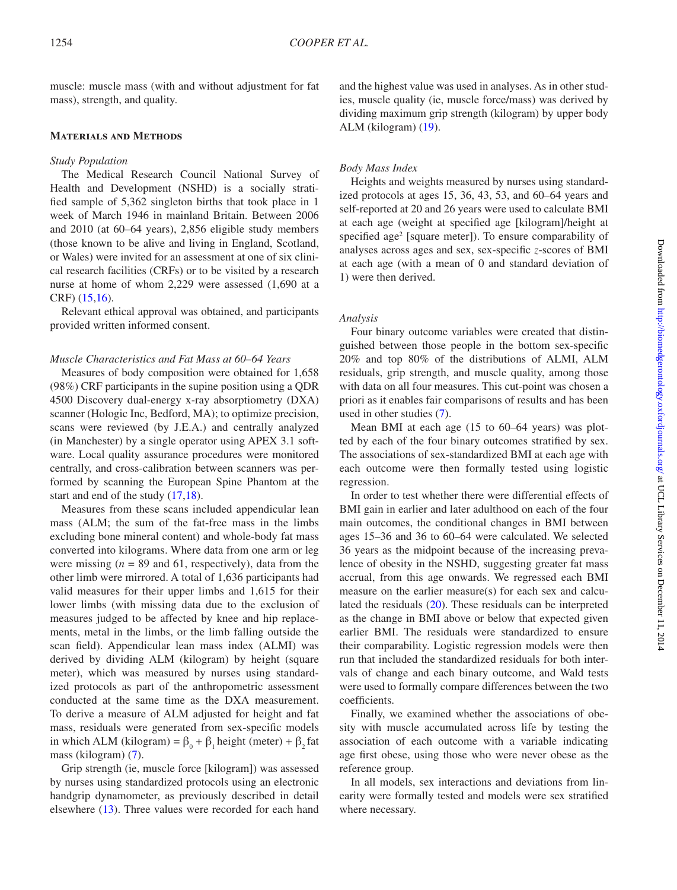muscle: muscle mass (with and without adjustment for fat mass), strength, and quality.

## Materials and Methods

### *Study Population*

The Medical Research Council National Survey of Health and Development (NSHD) is a socially stratified sample of 5,362 singleton births that took place in 1 week of March 1946 in mainland Britain. Between 2006 and 2010 (at 60–64 years), 2,856 eligible study members (those known to be alive and living in England, Scotland, or Wales) were invited for an assessment at one of six clinical research facilities (CRFs) or to be visited by a research nurse at home of whom 2,229 were assessed (1,690 at a CRF) (15,16).

Relevant ethical approval was obtained, and participants provided written informed consent.

### *Muscle Characteristics and Fat Mass at 60–64 Years*

Measures of body composition were obtained for 1,658 (98%) CRF participants in the supine position using a QDR 4500 Discovery dual-energy x-ray absorptiometry (DXA) scanner (Hologic Inc, Bedford, MA); to optimize precision, scans were reviewed (by J.E.A.) and centrally analyzed (in Manchester) by a single operator using APEX 3.1 software. Local quality assurance procedures were monitored centrally, and cross-calibration between scanners was performed by scanning the European Spine Phantom at the start and end of the study (17,18).

Measures from these scans included appendicular lean mass (ALM; the sum of the fat-free mass in the limbs excluding bone mineral content) and whole-body fat mass converted into kilograms. Where data from one arm or leg were missing ($n$ = 89 and 61, respectively), data from the other limb were mirrored. A total of 1,636 participants had valid measures for their upper limbs and 1,615 for their lower limbs (with missing data due to the exclusion of measures judged to be affected by knee and hip replacements, metal in the limbs, or the limb falling outside the scan field). Appendicular lean mass index (ALMI) was derived by dividing ALM (kilogram) by height (square meter), which was measured by nurses using standardized protocols as part of the anthropometric assessment conducted at the same time as the DXA measurement. To derive a measure of ALM adjusted for height and fat mass, residuals were generated from sex-specific models in which ALM (kilogram) = $\beta_0 + \beta_1$ height (meter) + $\beta_2$ fat mass (kilogram) (7).

Grip strength (ie, muscle force [kilogram]) was assessed by nurses using standardized protocols using an electronic handgrip dynamometer, as previously described in detail elsewhere (13). Three values were recorded for each hand and the highest value was used in analyses. As in other studies, muscle quality (ie, muscle force/mass) was derived by dividing maximum grip strength (kilogram) by upper body ALM (kilogram) (19).

### *Body Mass Index*

Heights and weights measured by nurses using standardized protocols at ages 15, 36, 43, 53, and 60–64 years and self-reported at 20 and 26 years were used to calculate BMI at each age (weight at specified age [kilogram]/height at specified age$^2$ [square meter]). To ensure comparability of analyses across ages and sex, sex-specific $z$-scores of BMI at each age (with a mean of 0 and standard deviation of 1) were then derived.

### *Analysis*

Four binary outcome variables were created that distinguished between those people in the bottom sex-specific 20% and top 80% of the distributions of ALMI, ALM residuals, grip strength, and muscle quality, among those with data on all four measures. This cut-point was chosen a priori as it enables fair comparisons of results and has been used in other studies (7).

Mean BMI at each age (15 to 60–64 years) was plotted by each of the four binary outcomes stratified by sex. The associations of sex-standardized BMI at each age with each outcome were then formally tested using logistic regression.

In order to test whether there were differential effects of BMI gain in earlier and later adulthood on each of the four main outcomes, the conditional changes in BMI between ages 15–36 and 36 to 60–64 were calculated. We selected 36 years as the midpoint because of the increasing prevalence of obesity in the NSHD, suggesting greater fat mass accrual, from this age onwards. We regressed each BMI measure on the earlier measure(s) for each sex and calculated the residuals (20). These residuals can be interpreted as the change in BMI above or below that expected given earlier BMI. The residuals were standardized to ensure their comparability. Logistic regression models were then run that included the standardized residuals for both intervals of change and each binary outcome, and Wald tests were used to formally compare differences between the two coefficients.

Finally, we examined whether the associations of obesity with muscle accumulated across life by testing the association of each outcome with a variable indicating age first obese, using those who were never obese as the reference group.

In all models, sex interactions and deviations from linearity were formally tested and models were sex stratified where necessary.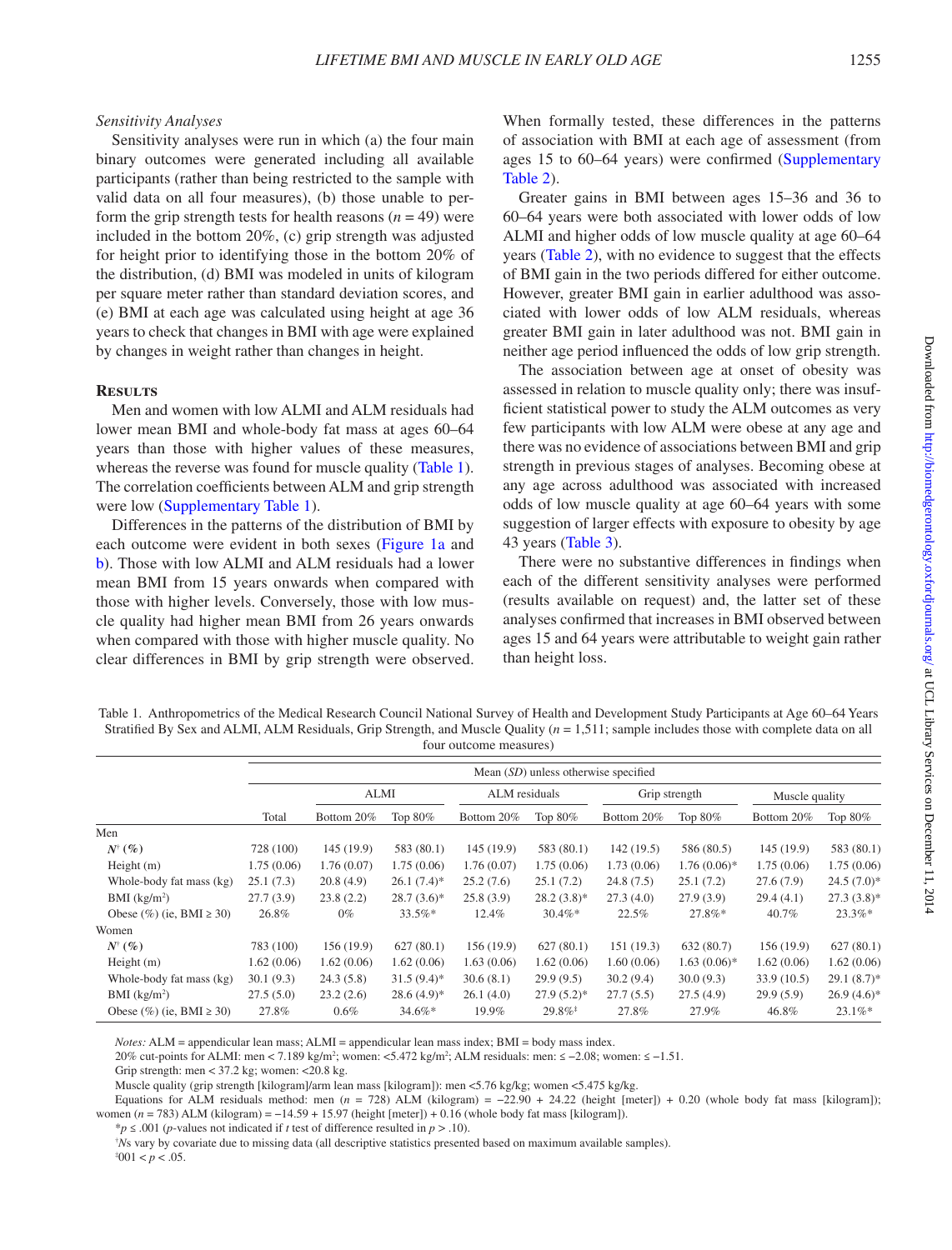### Sensitivity Analyses

Sensitivity analyses were run in which (a) the four main binary outcomes were generated including all available participants (rather than being restricted to the sample with valid data on all four measures), (b) those unable to perform the grip strength tests for health reasons ($n = 49$) were included in the bottom 20%, (c) grip strength was adjusted for height prior to identifying those in the bottom 20% of the distribution, (d) BMI was modeled in units of kilogram per square meter rather than standard deviation scores, and (e) BMI at each age was calculated using height at age 36 years to check that changes in BMI with age were explained by changes in weight rather than changes in height.

## Results

Men and women with low ALMI and ALM residuals had lower mean BMI and whole-body fat mass at ages 60–64 years than those with higher values of these measures, whereas the reverse was found for muscle quality (Table 1). The correlation coefficients between ALM and grip strength were low (Supplementary Table 1).

Differences in the patterns of the distribution of BMI by each outcome were evident in both sexes (Figure 1a and b). Those with low ALMI and ALM residuals had a lower mean BMI from 15 years onwards when compared with those with higher levels. Conversely, those with low muscle quality had higher mean BMI from 26 years onwards when compared with those with higher muscle quality. No clear differences in BMI by grip strength were observed. When formally tested, these differences in the patterns of association with BMI at each age of assessment (from ages 15 to 60–64 years) were confirmed (Supplementary Table 2).

Greater gains in BMI between ages 15–36 and 36 to 60–64 years were both associated with lower odds of low ALMI and higher odds of low muscle quality at age 60–64 years (Table 2), with no evidence to suggest that the effects of BMI gain in the two periods differed for either outcome. However, greater BMI gain in earlier adulthood was associated with lower odds of low ALM residuals, whereas greater BMI gain in later adulthood was not. BMI gain in neither age period influenced the odds of low grip strength.

The association between age at onset of obesity was assessed in relation to muscle quality only; there was insufficient statistical power to study the ALM outcomes as very few participants with low ALM were obese at any age and there was no evidence of associations between BMI and grip strength in previous stages of analyses. Becoming obese at any age across adulthood was associated with increased odds of low muscle quality at age 60–64 years with some suggestion of larger effects with exposure to obesity by age 43 years (Table 3).

There were no substantive differences in findings when each of the different sensitivity analyses were performed (results available on request) and, the latter set of these analyses confirmed that increases in BMI observed between ages 15 and 64 years were attributable to weight gain rather than height loss.

Table 1. Anthropometrics of the Medical Research Council National Survey of Health and Development Study Participants at Age 60–64 Years Stratified By Sex and ALMI, ALM Residuals, Grip Strength, and Muscle Quality ($n = 1,511$; sample includes those with complete data on all four outcome measures)

| | Mean (*SD*) unless otherwise specified | | | | | | | | |
|---|---|---|---|---|---|---|---|---|---|
| | | ALMI | | ALM residuals | | Grip strength | | Muscle quality | |
| | Total | Bottom 20% | Top 80% | Bottom 20% | Top 80% | Bottom 20% | Top 80% | Bottom 20% | Top 80% |
| Men | | | | | | | | | |
| ***N*† (%)** | 728 (100) | 145 (19.9) | 583 (80.1) | 145 (19.9) | 583 (80.1) | 142 (19.5) | 586 (80.5) | 145 (19.9) | 583 (80.1) |
| Height (m) | 1.75 (0.06) | 1.76 (0.07) | 1.75 (0.06) | 1.76 (0.07) | 1.75 (0.06) | 1.73 (0.06) | 1.76 (0.06)* | 1.75 (0.06) | 1.75 (0.06) |
| Whole-body fat mass (kg) | 25.1 (7.3) | 20.8 (4.9) | 26.1 (7.4)* | 25.2 (7.6) | 25.1 (7.2) | 24.8 (7.5) | 25.1 (7.2) | 27.6 (7.9) | 24.5 (7.0)* |
| BMI (kg/m²) | 27.7 (3.9) | 23.8 (2.2) | 28.7 (3.6)* | 25.8 (3.9) | 28.2 (3.8)* | 27.3 (4.0) | 27.9 (3.9) | 29.4 (4.1) | 27.3 (3.8)* |
| Obese (%) (ie, BMI ≥ 30) | 26.8% | 0% | 33.5%* | 12.4% | 30.4%* | 22.5% | 27.8%* | 40.7% | 23.3%* |
| Women | | | | | | | | | |
| ***N*† (%)** | 783 (100) | 156 (19.9) | 627 (80.1) | 156 (19.9) | 627 (80.1) | 151 (19.3) | 632 (80.7) | 156 (19.9) | 627 (80.1) |
| Height (m) | 1.62 (0.06) | 1.62 (0.06) | 1.62 (0.06) | 1.63 (0.06) | 1.62 (0.06) | 1.60 (0.06) | 1.63 (0.06)* | 1.62 (0.06) | 1.62 (0.06) |
| Whole-body fat mass (kg) | 30.1 (9.3) | 24.3 (5.8) | 31.5 (9.4)* | 30.6 (8.1) | 29.9 (9.5) | 30.2 (9.4) | 30.0 (9.3) | 33.9 (10.5) | 29.1 (8.7)* |
| BMI (kg/m²) | 27.5 (5.0) | 23.2 (2.6) | 28.6 (4.9)* | 26.1 (4.0) | 27.9 (5.2)* | 27.7 (5.5) | 27.5 (4.9) | 29.9 (5.9) | 26.9 (4.6)* |
| Obese (%) (ie, BMI ≥ 30) | 27.8% | 0.6% | 34.6%* | 19.9% | 29.8%‡ | 27.8% | 27.9% | 46.8% | 23.1%* |

*Notes:* ALM = appendicular lean mass; ALMI = appendicular lean mass index; BMI = body mass index.

20% cut-points for ALMI: men < 7.189 kg/m²; women: <5.472 kg/m²; ALM residuals: men: ≤ −2.08; women: ≤ −1.51.

Grip strength: men < 37.2 kg; women: <20.8 kg.

Muscle quality (grip strength [kilogram]/arm lean mass [kilogram]): men <5.76 kg/kg; women <5.475 kg/kg.

Equations for ALM residuals method: men ($n = 728$) ALM (kilogram) = −22.90 + 24.22 (height [meter]) + 0.20 (whole body fat mass [kilogram]); women ($n = 783$) ALM (kilogram) = −14.59 + 15.97 (height [meter]) + 0.16 (whole body fat mass [kilogram]).

*$p \leq .001$ ($p$-values not indicated if $t$ test of difference resulted in $p > .10$).

†*N*s vary by covariate due to missing data (all descriptive statistics presented based on maximum available samples).

‡$.001 < p < .05$.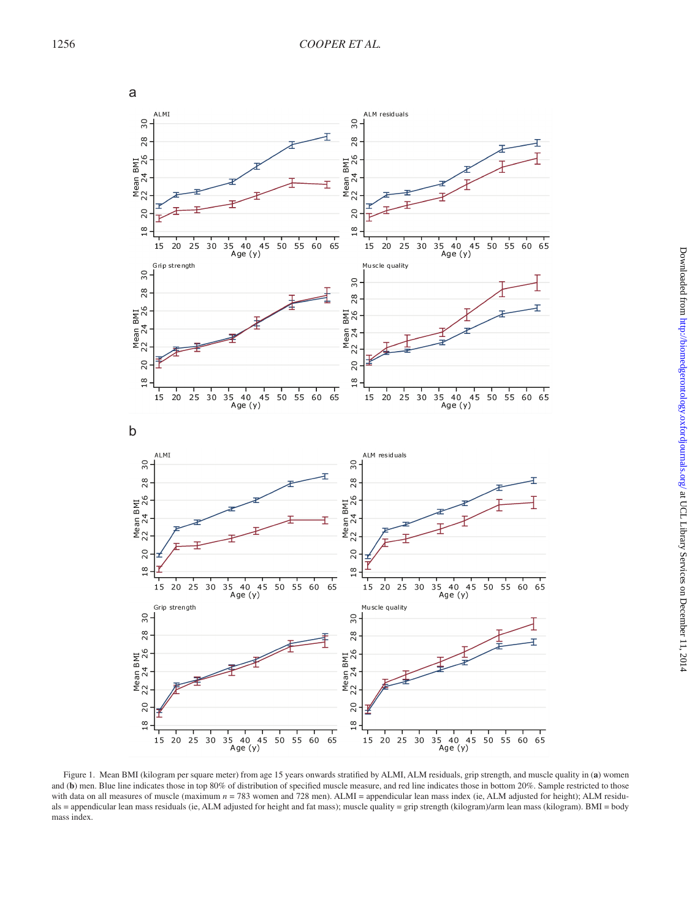Figure 1. Mean BMI (kilogram per square meter) from age 15 years onwards stratified by ALMI, ALM residuals, grip strength, and muscle quality in (**a**) women and (**b**) men. Blue line indicates those in top 80% of distribution of specified muscle measure, and red line indicates those in bottom 20%. Sample restricted to those with data on all measures of muscle (maximum $n$ = 783 women and 728 men). ALMI = appendicular lean mass index (ie, ALM adjusted for height); ALM residuals = appendicular lean mass residuals (ie, ALM adjusted for height and fat mass); muscle quality = grip strength (kilogram)/arm lean mass (kilogram). BMI = body mass index.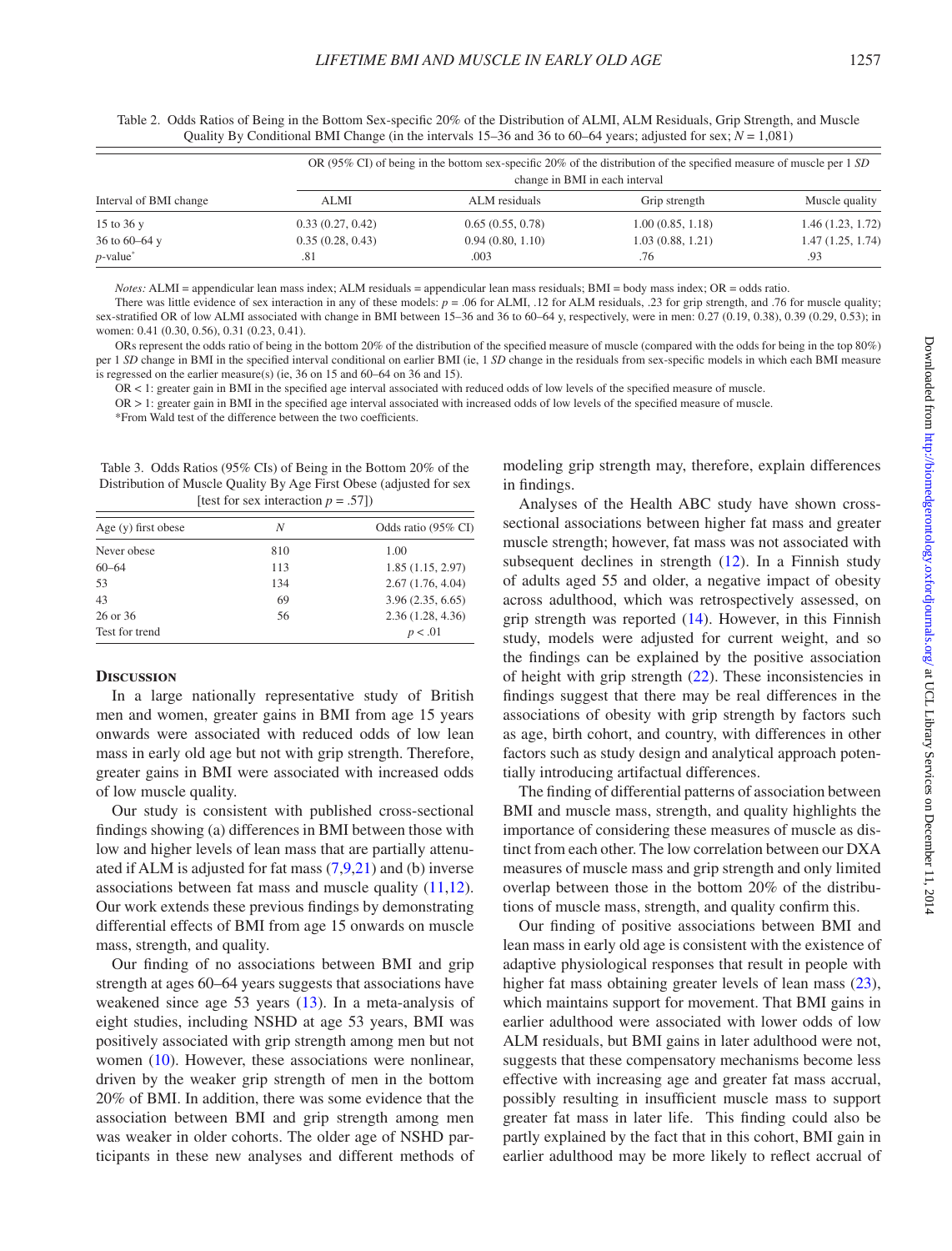Table 2. Odds Ratios of Being in the Bottom Sex-specific 20% of the Distribution of ALMI, ALM Residuals, Grip Strength, and Muscle Quality By Conditional BMI Change (in the intervals 15–36 and 36 to 60–64 years; adjusted for sex; $N$ = 1,081)

| Interval of BMI change | OR (95% CI) of being in the bottom sex-specific 20% of the distribution of the specified measure of muscle per 1 *SD* change in BMI in each interval | | | |
|---|---|---|---|---|
| | ALMI | ALM residuals | Grip strength | Muscle quality |
| 15 to 36 y | 0.33 (0.27, 0.42) | 0.65 (0.55, 0.78) | 1.00 (0.85, 1.18) | 1.46 (1.23, 1.72) |
| 36 to 60–64 y | 0.35 (0.28, 0.43) | 0.94 (0.80, 1.10) | 1.03 (0.88, 1.21) | 1.47 (1.25, 1.74) |
| *p*-value* | .81 | .003 | .76 | .93 |

*Notes:* ALMI = appendicular lean mass index; ALM residuals = appendicular lean mass residuals; BMI = body mass index; OR = odds ratio.

There was little evidence of sex interaction in any of these models: $p$ = .06 for ALMI, .12 for ALM residuals, .23 for grip strength, and .76 for muscle quality; sex-stratified OR of low ALMI associated with change in BMI between 15–36 and 36 to 60–64 y, respectively, were in men: 0.27 (0.19, 0.38), 0.39 (0.29, 0.53); in women: 0.41 (0.30, 0.56), 0.31 (0.23, 0.41).

ORs represent the odds ratio of being in the bottom 20% of the distribution of the specified measure of muscle (compared with the odds for being in the top 80%) per 1 *SD* change in BMI in the specified interval conditional on earlier BMI (ie, 1 *SD* change in the residuals from sex-specific models in which each BMI measure is regressed on the earlier measure(s) (ie, 36 on 15 and 60–64 on 36 and 15).

OR < 1: greater gain in BMI in the specified age interval associated with reduced odds of low levels of the specified measure of muscle.

OR > 1: greater gain in BMI in the specified age interval associated with increased odds of low levels of the specified measure of muscle.

*From Wald test of the difference between the two coefficients.

Table 3. Odds Ratios (95% CIs) of Being in the Bottom 20% of the Distribution of Muscle Quality By Age First Obese (adjusted for sex [test for sex interaction $p$ = .57])

| Age (y) first obese | *N* | Odds ratio (95% CI) |
|---|---|---|
| Never obese | 810 | 1.00 |
| 60–64 | 113 | 1.85 (1.15, 2.97) |
| 53 | 134 | 2.67 (1.76, 4.04) |
| 43 | 69 | 3.96 (2.35, 6.65) |
| 26 or 36 | 56 | 2.36 (1.28, 4.36) |
| Test for trend | | $p$ < .01 |

## Discussion

In a large nationally representative study of British men and women, greater gains in BMI from age 15 years onwards were associated with reduced odds of low lean mass in early old age but not with grip strength. Therefore, greater gains in BMI were associated with increased odds of low muscle quality.

Our study is consistent with published cross-sectional findings showing (a) differences in BMI between those with low and higher levels of lean mass that are partially attenuated if ALM is adjusted for fat mass (7,9,21) and (b) inverse associations between fat mass and muscle quality (11,12). Our work extends these previous findings by demonstrating differential effects of BMI from age 15 onwards on muscle mass, strength, and quality.

Our finding of no associations between BMI and grip strength at ages 60–64 years suggests that associations have weakened since age 53 years (13). In a meta-analysis of eight studies, including NSHD at age 53 years, BMI was positively associated with grip strength among men but not women (10). However, these associations were nonlinear, driven by the weaker grip strength of men in the bottom 20% of BMI. In addition, there was some evidence that the association between BMI and grip strength among men was weaker in older cohorts. The older age of NSHD participants in these new analyses and different methods of modeling grip strength may, therefore, explain differences in findings.

Analyses of the Health ABC study have shown cross-sectional associations between higher fat mass and greater muscle strength; however, fat mass was not associated with subsequent declines in strength (12). In a Finnish study of adults aged 55 and older, a negative impact of obesity across adulthood, which was retrospectively assessed, on grip strength was reported (14). However, in this Finnish study, models were adjusted for current weight, and so the findings can be explained by the positive association of height with grip strength (22). These inconsistencies in findings suggest that there may be real differences in the associations of obesity with grip strength by factors such as age, birth cohort, and country, with differences in other factors such as study design and analytical approach potentially introducing artifactual differences.

The finding of differential patterns of association between BMI and muscle mass, strength, and quality highlights the importance of considering these measures of muscle as distinct from each other. The low correlation between our DXA measures of muscle mass and grip strength and only limited overlap between those in the bottom 20% of the distributions of muscle mass, strength, and quality confirm this.

Our finding of positive associations between BMI and lean mass in early old age is consistent with the existence of adaptive physiological responses that result in people with higher fat mass obtaining greater levels of lean mass (23), which maintains support for movement. That BMI gains in earlier adulthood were associated with lower odds of low ALM residuals, but BMI gains in later adulthood were not, suggests that these compensatory mechanisms become less effective with increasing age and greater fat mass accrual, possibly resulting in insufficient muscle mass to support greater fat mass in later life. This finding could also be partly explained by the fact that in this cohort, BMI gain in earlier adulthood may be more likely to reflect accrual of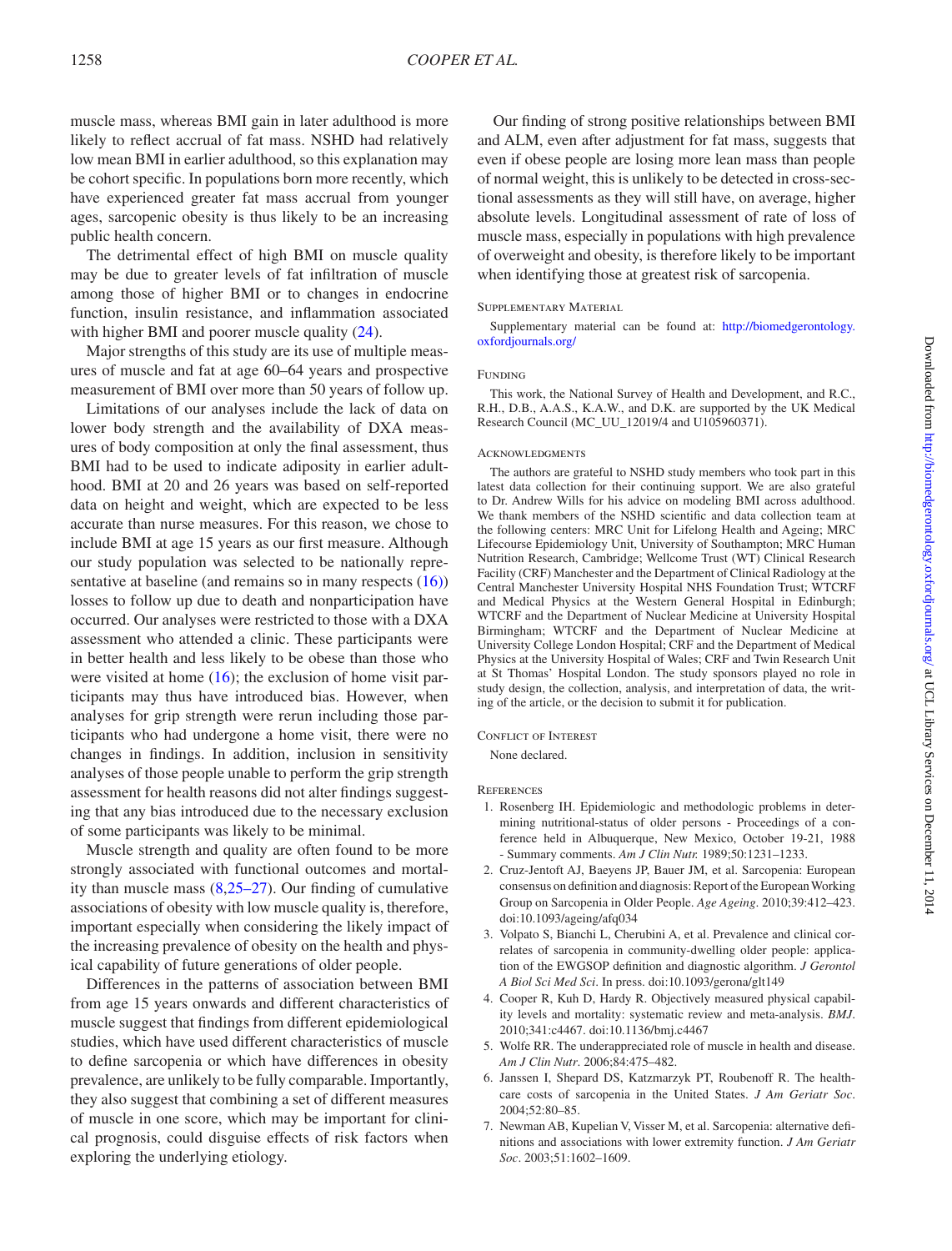muscle mass, whereas BMI gain in later adulthood is more likely to reflect accrual of fat mass. NSHD had relatively low mean BMI in earlier adulthood, so this explanation may be cohort specific. In populations born more recently, which have experienced greater fat mass accrual from younger ages, sarcopenic obesity is thus likely to be an increasing public health concern.

The detrimental effect of high BMI on muscle quality may be due to greater levels of fat infiltration of muscle among those of higher BMI or to changes in endocrine function, insulin resistance, and inflammation associated with higher BMI and poorer muscle quality (24).

Major strengths of this study are its use of multiple measures of muscle and fat at age 60–64 years and prospective measurement of BMI over more than 50 years of follow up.

Limitations of our analyses include the lack of data on lower body strength and the availability of DXA measures of body composition at only the final assessment, thus BMI had to be used to indicate adiposity in earlier adulthood. BMI at 20 and 26 years was based on self-reported data on height and weight, which are expected to be less accurate than nurse measures. For this reason, we chose to include BMI at age 15 years as our first measure. Although our study population was selected to be nationally representative at baseline (and remains so in many respects (16)) losses to follow up due to death and nonparticipation have occurred. Our analyses were restricted to those with a DXA assessment who attended a clinic. These participants were in better health and less likely to be obese than those who were visited at home (16); the exclusion of home visit participants may thus have introduced bias. However, when analyses for grip strength were rerun including those participants who had undergone a home visit, there were no changes in findings. In addition, inclusion in sensitivity analyses of those people unable to perform the grip strength assessment for health reasons did not alter findings suggesting that any bias introduced due to the necessary exclusion of some participants was likely to be minimal.

Muscle strength and quality are often found to be more strongly associated with functional outcomes and mortality than muscle mass (8,25–27). Our finding of cumulative associations of obesity with low muscle quality is, therefore, important especially when considering the likely impact of the increasing prevalence of obesity on the health and physical capability of future generations of older people.

Differences in the patterns of association between BMI from age 15 years onwards and different characteristics of muscle suggest that findings from different epidemiological studies, which have used different characteristics of muscle to define sarcopenia or which have differences in obesity prevalence, are unlikely to be fully comparable. Importantly, they also suggest that combining a set of different measures of muscle in one score, which may be important for clinical prognosis, could disguise effects of risk factors when exploring the underlying etiology.

Our finding of strong positive relationships between BMI and ALM, even after adjustment for fat mass, suggests that even if obese people are losing more lean mass than people of normal weight, this is unlikely to be detected in cross-sectional assessments as they will still have, on average, higher absolute levels. Longitudinal assessment of rate of loss of muscle mass, especially in populations with high prevalence of overweight and obesity, is therefore likely to be important when identifying those at greatest risk of sarcopenia.

## Supplementary Material

Supplementary material can be found at: http://biomedgerontology.oxfordjournals.org/

## Funding

This work, the National Survey of Health and Development, and R.C., R.H., D.B., A.A.S., K.A.W., and D.K. are supported by the UK Medical Research Council (MC_UU_12019/4 and U105960371).

## Acknowledgments

The authors are grateful to NSHD study members who took part in this latest data collection for their continuing support. We are also grateful to Dr. Andrew Wills for his advice on modeling BMI across adulthood. We thank members of the NSHD scientific and data collection team at the following centers: MRC Unit for Lifelong Health and Ageing; MRC Lifecourse Epidemiology Unit, University of Southampton; MRC Human Nutrition Research, Cambridge; Wellcome Trust (WT) Clinical Research Facility (CRF) Manchester and the Department of Clinical Radiology at the Central Manchester University Hospital NHS Foundation Trust; WTCRF and Medical Physics at the Western General Hospital in Edinburgh; WTCRF and the Department of Nuclear Medicine at University Hospital Birmingham; WTCRF and the Department of Nuclear Medicine at University College London Hospital; CRF and the Department of Medical Physics at the University Hospital of Wales; CRF and Twin Research Unit at St Thomas' Hospital London. The study sponsors played no role in study design, the collection, analysis, and interpretation of data, the writing of the article, or the decision to submit it for publication.

## Conflict of Interest

None declared.

## References

1. Rosenberg IH. Epidemiologic and methodologic problems in determining nutritional-status of older persons - Proceedings of a conference held in Albuquerque, New Mexico, October 19-21, 1988 - Summary comments. *Am J Clin Nutr.* 1989;50:1231–1233.
2. Cruz-Jentoft AJ, Baeyens JP, Bauer JM, et al. Sarcopenia: European consensus on definition and diagnosis: Report of the European Working Group on Sarcopenia in Older People. *Age Ageing*. 2010;39:412–423. doi:10.1093/ageing/afq034
3. Volpato S, Bianchi L, Cherubini A, et al. Prevalence and clinical correlates of sarcopenia in community-dwelling older people: application of the EWGSOP definition and diagnostic algorithm. *J Gerontol A Biol Sci Med Sci*. In press. doi:10.1093/gerona/glt149
4. Cooper R, Kuh D, Hardy R. Objectively measured physical capability levels and mortality: systematic review and meta-analysis. *BMJ*. 2010;341:c4467. doi:10.1136/bmj.c4467
5. Wolfe RR. The underappreciated role of muscle in health and disease. *Am J Clin Nutr*. 2006;84:475–482.
6. Janssen I, Shepard DS, Katzmarzyk PT, Roubenoff R. The healthcare costs of sarcopenia in the United States. *J Am Geriatr Soc*. 2004;52:80–85.
7. Newman AB, Kupelian V, Visser M, et al. Sarcopenia: alternative definitions and associations with lower extremity function. *J Am Geriatr Soc*. 2003;51:1602–1609.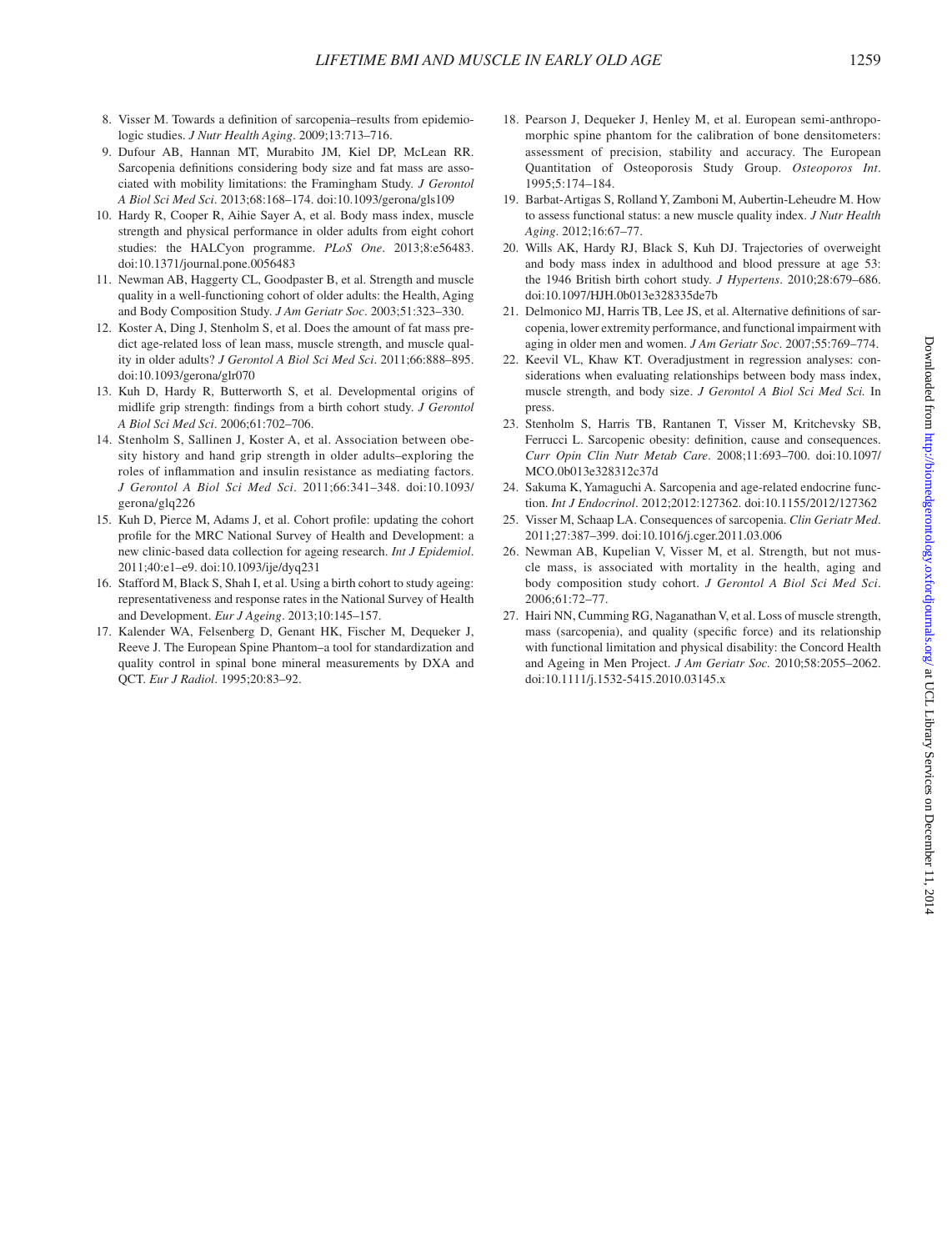8. Visser M. Towards a definition of sarcopenia–results from epidemiologic studies. *J Nutr Health Aging*. 2009;13:713–716.
9. Dufour AB, Hannan MT, Murabito JM, Kiel DP, McLean RR. Sarcopenia definitions considering body size and fat mass are associated with mobility limitations: the Framingham Study. *J Gerontol A Biol Sci Med Sci*. 2013;68:168–174. doi:10.1093/gerona/gls109
10. Hardy R, Cooper R, Aihie Sayer A, et al. Body mass index, muscle strength and physical performance in older adults from eight cohort studies: the HALCyon programme. *PLoS One*. 2013;8:e56483. doi:10.1371/journal.pone.0056483
11. Newman AB, Haggerty CL, Goodpaster B, et al. Strength and muscle quality in a well-functioning cohort of older adults: the Health, Aging and Body Composition Study. *J Am Geriatr Soc*. 2003;51:323–330.
12. Koster A, Ding J, Stenholm S, et al. Does the amount of fat mass predict age-related loss of lean mass, muscle strength, and muscle quality in older adults? *J Gerontol A Biol Sci Med Sci*. 2011;66:888–895. doi:10.1093/gerona/glr070
13. Kuh D, Hardy R, Butterworth S, et al. Developmental origins of midlife grip strength: findings from a birth cohort study. *J Gerontol A Biol Sci Med Sci*. 2006;61:702–706.
14. Stenholm S, Sallinen J, Koster A, et al. Association between obesity history and hand grip strength in older adults–exploring the roles of inflammation and insulin resistance as mediating factors. *J Gerontol A Biol Sci Med Sci*. 2011;66:341–348. doi:10.1093/gerona/glq226
15. Kuh D, Pierce M, Adams J, et al. Cohort profile: updating the cohort profile for the MRC National Survey of Health and Development: a new clinic-based data collection for ageing research. *Int J Epidemiol*. 2011;40:e1–e9. doi:10.1093/ije/dyq231
16. Stafford M, Black S, Shah I, et al. Using a birth cohort to study ageing: representativeness and response rates in the National Survey of Health and Development. *Eur J Ageing*. 2013;10:145–157.
17. Kalender WA, Felsenberg D, Genant HK, Fischer M, Dequeker J, Reeve J. The European Spine Phantom–a tool for standardization and quality control in spinal bone mineral measurements by DXA and QCT. *Eur J Radiol*. 1995;20:83–92.
18. Pearson J, Dequeker J, Henley M, et al. European semi-anthropomorphic spine phantom for the calibration of bone densitometers: assessment of precision, stability and accuracy. The European Quantitation of Osteoporosis Study Group. *Osteoporos Int*. 1995;5:174–184.
19. Barbat-Artigas S, Rolland Y, Zamboni M, Aubertin-Leheudre M. How to assess functional status: a new muscle quality index. *J Nutr Health Aging*. 2012;16:67–77.
20. Wills AK, Hardy RJ, Black S, Kuh DJ. Trajectories of overweight and body mass index in adulthood and blood pressure at age 53: the 1946 British birth cohort study. *J Hypertens*. 2010;28:679–686. doi:10.1097/HJH.0b013e328335de7b
21. Delmonico MJ, Harris TB, Lee JS, et al. Alternative definitions of sarcopenia, lower extremity performance, and functional impairment with aging in older men and women. *J Am Geriatr Soc*. 2007;55:769–774.
22. Keevil VL, Khaw KT. Overadjustment in regression analyses: considerations when evaluating relationships between body mass index, muscle strength, and body size. *J Gerontol A Biol Sci Med Sci.* In press.
23. Stenholm S, Harris TB, Rantanen T, Visser M, Kritchevsky SB, Ferrucci L. Sarcopenic obesity: definition, cause and consequences. *Curr Opin Clin Nutr Metab Care*. 2008;11:693–700. doi:10.1097/MCO.0b013e328312c37d
24. Sakuma K, Yamaguchi A. Sarcopenia and age-related endocrine function. *Int J Endocrinol*. 2012;2012:127362. doi:10.1155/2012/127362
25. Visser M, Schaap LA. Consequences of sarcopenia. *Clin Geriatr Med*. 2011;27:387–399. doi:10.1016/j.cger.2011.03.006
26. Newman AB, Kupelian V, Visser M, et al. Strength, but not muscle mass, is associated with mortality in the health, aging and body composition study cohort. *J Gerontol A Biol Sci Med Sci*. 2006;61:72–77.
27. Hairi NN, Cumming RG, Naganathan V, et al. Loss of muscle strength, mass (sarcopenia), and quality (specific force) and its relationship with functional limitation and physical disability: the Concord Health and Ageing in Men Project. *J Am Geriatr Soc.* 2010;58:2055–2062. doi:10.1111/j.1532-5415.2010.03145.x